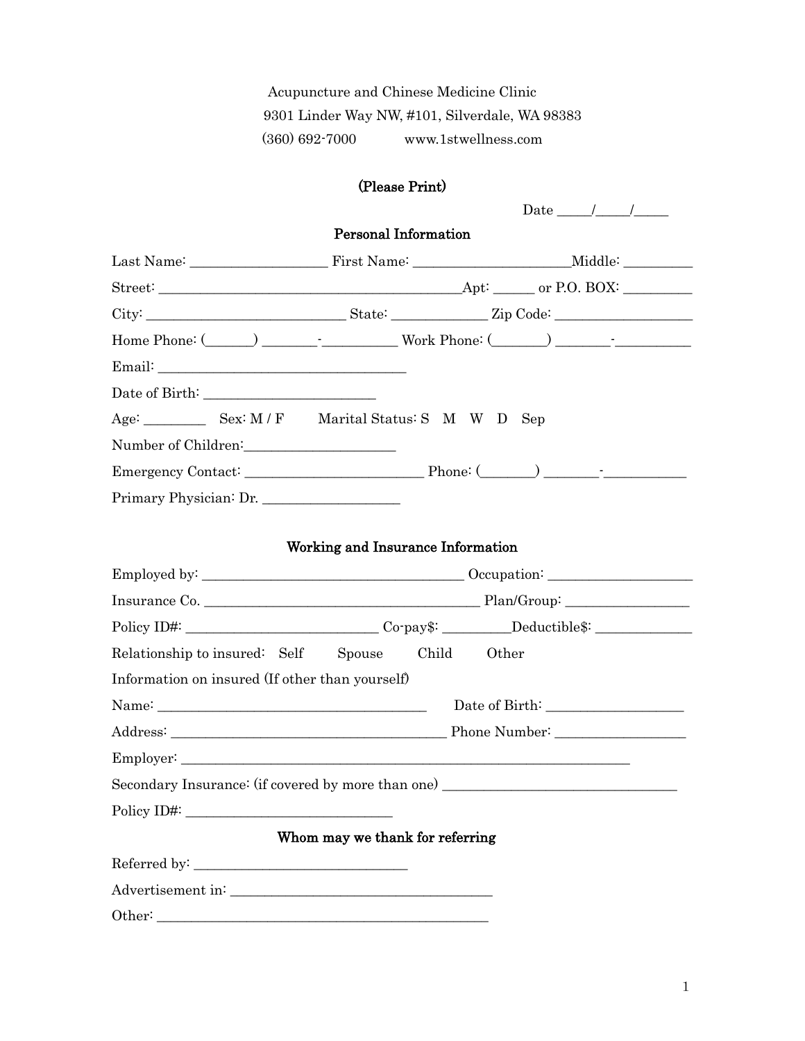Acupuncture and Chinese Medicine Clinic
9301 Linder Way NW, #101, Silverdale, WA 98383
(360) 692-7000 www.1stwellness.com

**(Please Print)**

Date _____/_____/_____

## Personal Information

Last Name: ___________________ First Name: _____________________Middle: _________

Street: ___________________________________________Apt: ______ or P.O. BOX: _________

City: ____________________________ State: _____________ Zip Code: ___________________

Home Phone: (______) _______-__________ Work Phone: (_______) _______-__________

Email: __________________________________

Date of Birth: _______________________

Age: ________ Sex: M / F Marital Status: S M W D Sep

Number of Children:____________________

Emergency Contact: _________________________ Phone: (_______) _______-___________

Primary Physician: Dr. ___________________

## Working and Insurance Information

Employed by: ____________________________________ Occupation: ___________________

Insurance Co. ______________________________________ Plan/Group: _________________

Policy ID#: ___________________________ Co-pay$: _________Deductible$: _____________

Relationship to insured: Self Spouse Child Other

Information on insured (If other than yourself)

Name: ______________________________________ Date of Birth: ___________________

Address: ______________________________________ Phone Number: __________________

Employer: ______________________________________________________________

Secondary Insurance: (if covered by more than one) _________________________________

Policy ID#: _____________________________

## Whom may we thank for referring

Referred by: ______________________________

Advertisement in: _____________________________________

Other: ______________________________________________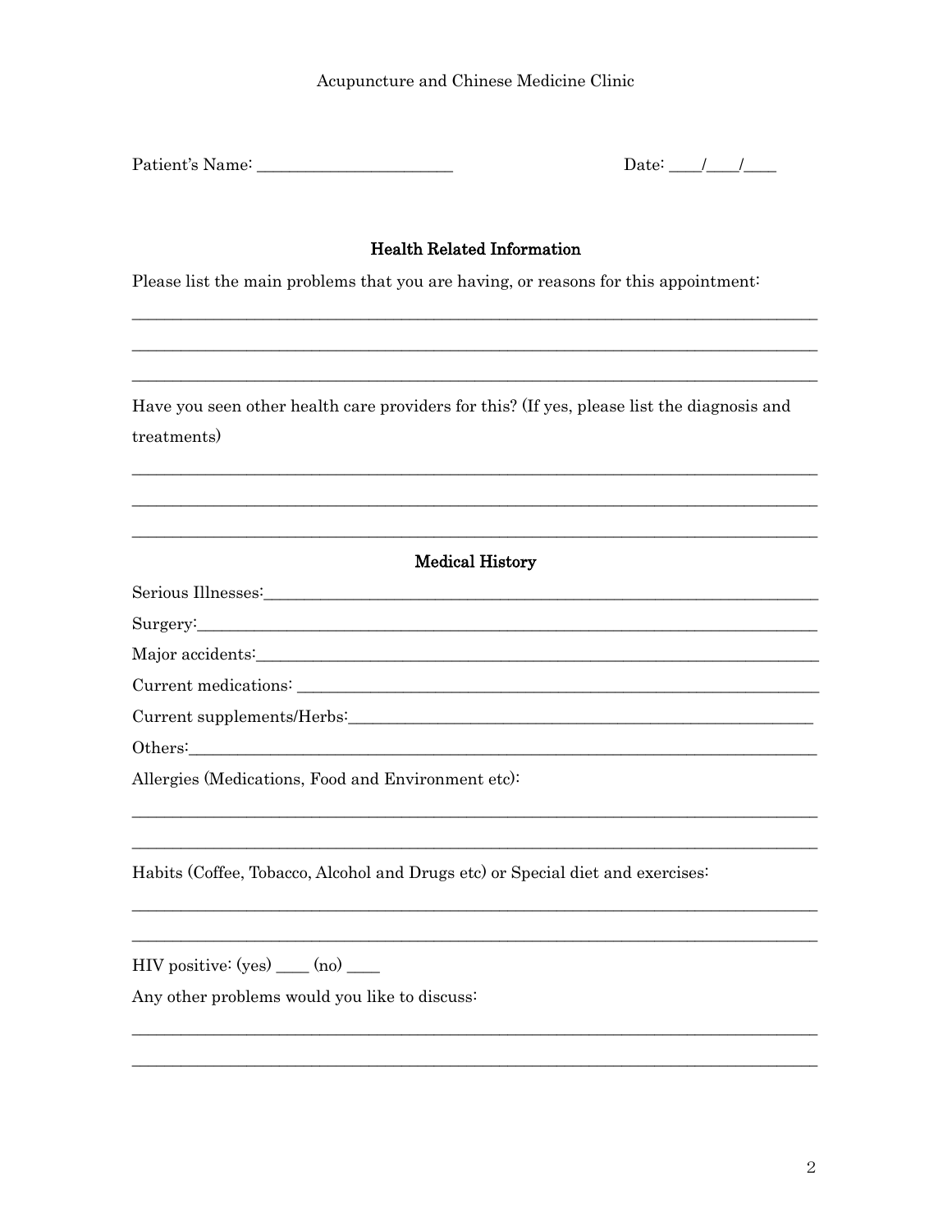Acupuncture and Chinese Medicine Clinic

Patient's Name: ______________________ Date: ____/____/____

## Health Related Information

Please list the main problems that you are having, or reasons for this appointment:

_______________________________________________________________________________

_______________________________________________________________________________

_______________________________________________________________________________

Have you seen other health care providers for this? (If yes, please list the diagnosis and treatments)

_______________________________________________________________________________

_______________________________________________________________________________

_______________________________________________________________________________

## Medical History

Serious Illnesses:_______________________________________________________________

Surgery:_______________________________________________________________________

Major accidents:_________________________________________________________________

Current medications: _____________________________________________________________

Current supplements/Herbs:________________________________________________________

Others:________________________________________________________________________

Allergies (Medications, Food and Environment etc):

_______________________________________________________________________________

_______________________________________________________________________________

Habits (Coffee, Tobacco, Alcohol and Drugs etc) or Special diet and exercises:

_______________________________________________________________________________

_______________________________________________________________________________

HIV positive: (yes) ____ (no) ____

Any other problems would you like to discuss:

_______________________________________________________________________________

_______________________________________________________________________________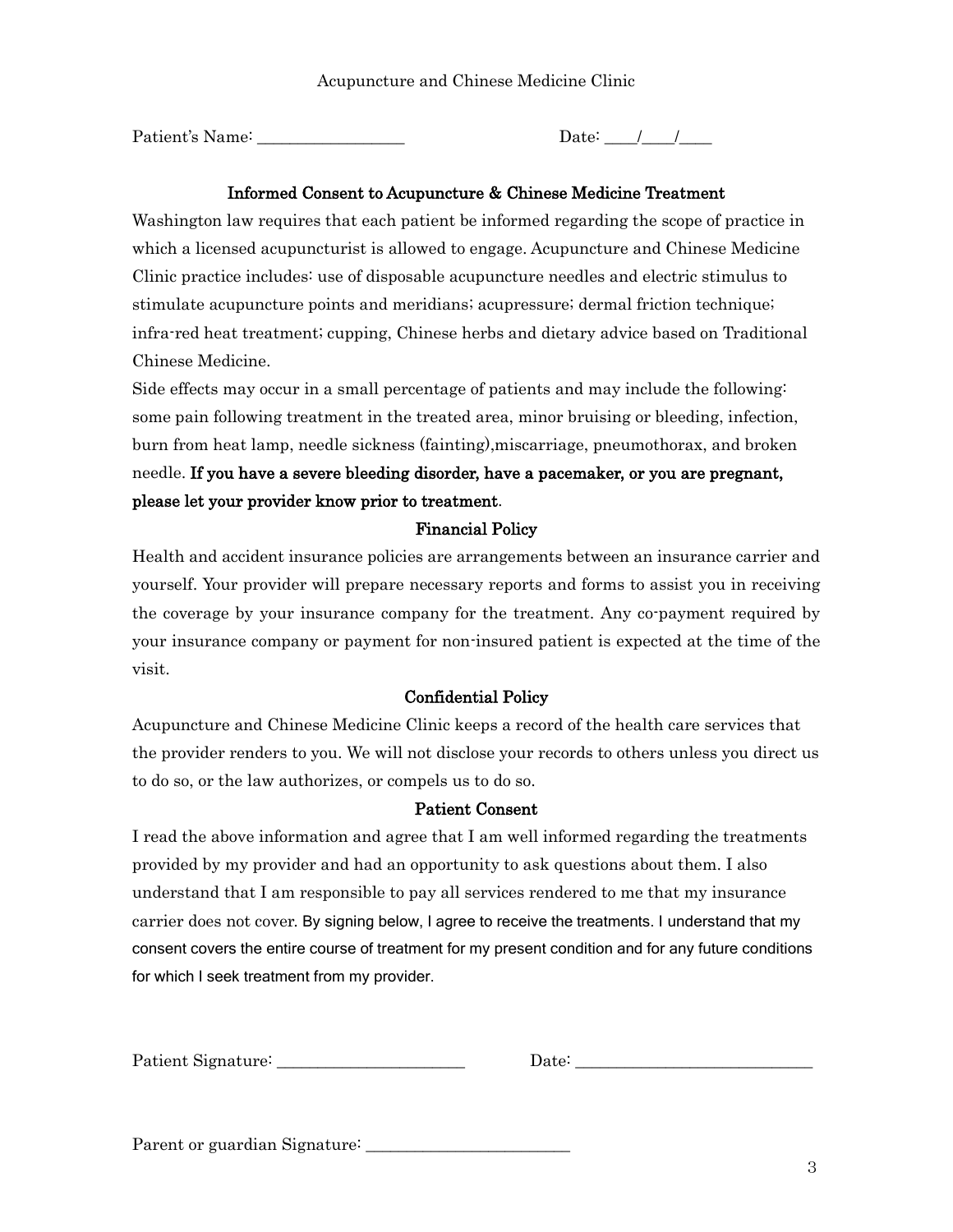Acupuncture and Chinese Medicine Clinic

Patient's Name: ________________ Date: ____/____/____

## Informed Consent to Acupuncture & Chinese Medicine Treatment

Washington law requires that each patient be informed regarding the scope of practice in which a licensed acupuncturist is allowed to engage. Acupuncture and Chinese Medicine Clinic practice includes: use of disposable acupuncture needles and electric stimulus to stimulate acupuncture points and meridians; acupressure; dermal friction technique; infra-red heat treatment; cupping, Chinese herbs and dietary advice based on Traditional Chinese Medicine.

Side effects may occur in a small percentage of patients and may include the following: some pain following treatment in the treated area, minor bruising or bleeding, infection, burn from heat lamp, needle sickness (fainting),miscarriage, pneumothorax, and broken needle. **If you have a severe bleeding disorder, have a pacemaker, or you are pregnant, please let your provider know prior to treatment**.

## Financial Policy

Health and accident insurance policies are arrangements between an insurance carrier and yourself. Your provider will prepare necessary reports and forms to assist you in receiving the coverage by your insurance company for the treatment. Any co-payment required by your insurance company or payment for non-insured patient is expected at the time of the visit.

## Confidential Policy

Acupuncture and Chinese Medicine Clinic keeps a record of the health care services that the provider renders to you. We will not disclose your records to others unless you direct us to do so, or the law authorizes, or compels us to do so.

## Patient Consent

I read the above information and agree that I am well informed regarding the treatments provided by my provider and had an opportunity to ask questions about them. I also understand that I am responsible to pay all services rendered to me that my insurance carrier does not cover. By signing below, I agree to receive the treatments. I understand that my consent covers the entire course of treatment for my present condition and for any future conditions for which I seek treatment from my provider.

Patient Signature: ______________________ Date: ___________________________

Parent or guardian Signature: ________________________